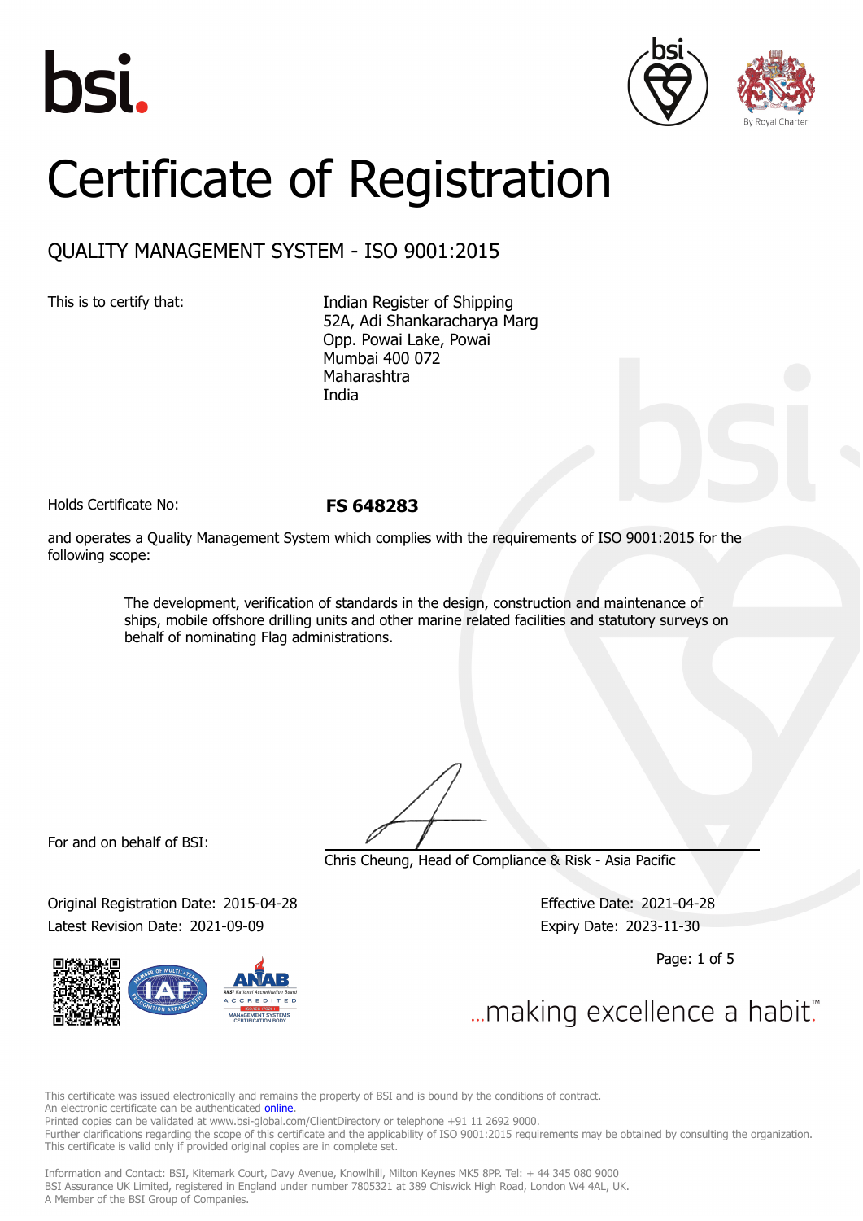bsi.

By Royal Charter

# Certificate of Registration

## QUALITY MANAGEMENT SYSTEM - ISO 9001:2015

This is to certify that:

Indian Register of Shipping
52A, Adi Shankaracharya Marg
Opp. Powai Lake, Powai
Mumbai 400 072
Maharashtra
India

Holds Certificate No: **FS 648283**

and operates a Quality Management System which complies with the requirements of ISO 9001:2015 for the following scope:

> The development, verification of standards in the design, construction and maintenance of ships, mobile offshore drilling units and other marine related facilities and statutory surveys on behalf of nominating Flag administrations.

For and on behalf of BSI:

Chris Cheung, Head of Compliance & Risk - Asia Pacific

Original Registration Date: 2015-04-28
Latest Revision Date: 2021-09-09

Effective Date: 2021-04-28
Expiry Date: 2023-11-30

...making excellence a habit.™

This certificate was issued electronically and remains the property of BSI and is bound by the conditions of contract.
An electronic certificate can be authenticated online.
Printed copies can be validated at www.bsi-global.com/ClientDirectory or telephone +91 11 2692 9000.
Further clarifications regarding the scope of this certificate and the applicability of ISO 9001:2015 requirements may be obtained by consulting the organization.
This certificate is valid only if provided original copies are in complete set.

Information and Contact: BSI, Kitemark Court, Davy Avenue, Knowlhill, Milton Keynes MK5 8PP. Tel: + 44 345 080 9000
BSI Assurance UK Limited, registered in England under number 7805321 at 389 Chiswick High Road, London W4 4AL, UK.
A Member of the BSI Group of Companies.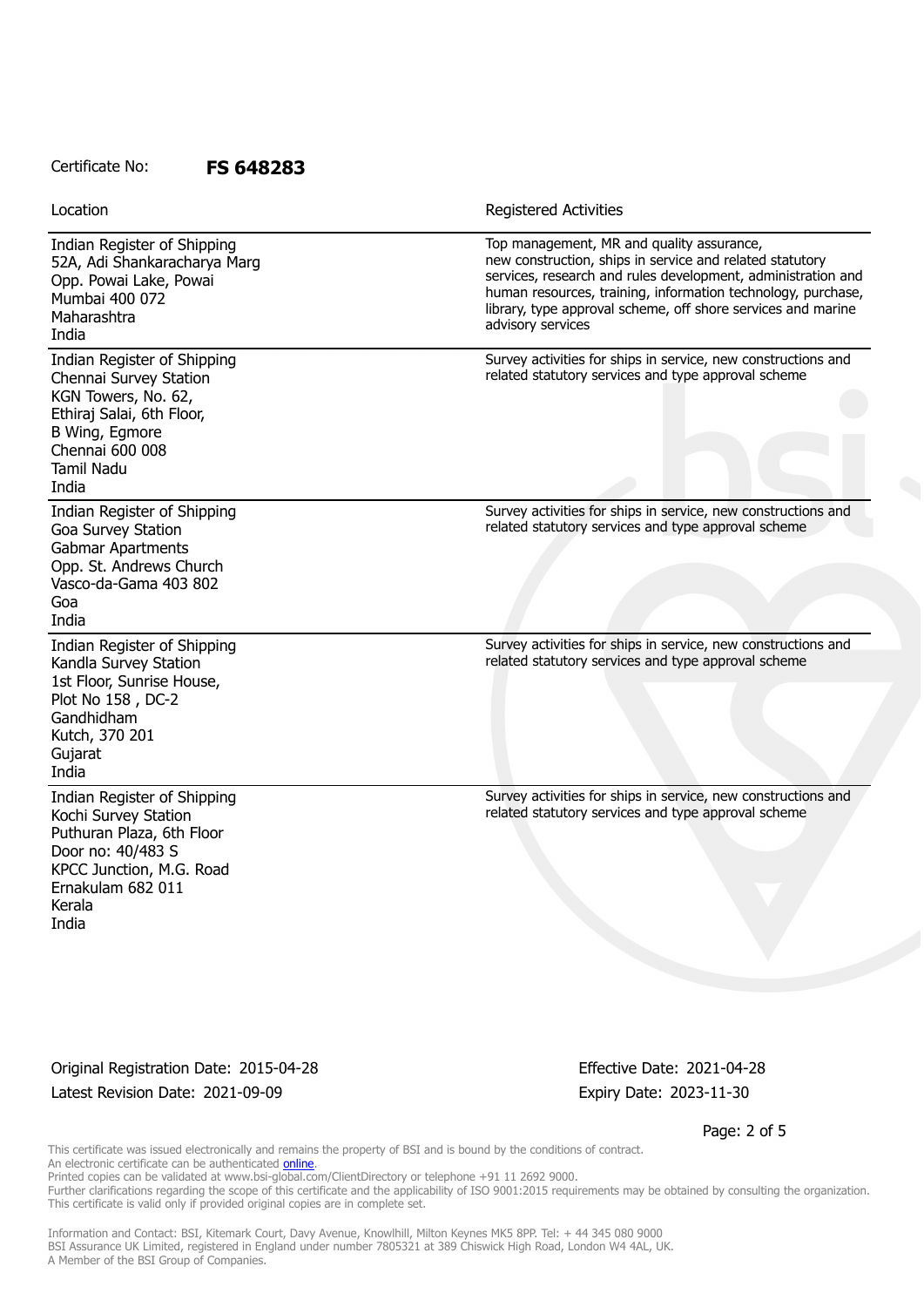Certificate No: **FS 648283**

| Location | Registered Activities |
| --- | --- |
| Indian Register of Shipping<br>52A, Adi Shankaracharya Marg<br>Opp. Powai Lake, Powai<br>Mumbai 400 072<br>Maharashtra<br>India | Top management, MR and quality assurance, new construction, ships in service and related statutory services, research and rules development, administration and human resources, training, information technology, purchase, library, type approval scheme, off shore services and marine advisory services |
| Indian Register of Shipping<br>Chennai Survey Station<br>KGN Towers, No. 62,<br>Ethiraj Salai, 6th Floor,<br>B Wing, Egmore<br>Chennai 600 008<br>Tamil Nadu<br>India | Survey activities for ships in service, new constructions and related statutory services and type approval scheme |
| Indian Register of Shipping<br>Goa Survey Station<br>Gabmar Apartments<br>Opp. St. Andrews Church<br>Vasco-da-Gama 403 802<br>Goa<br>India | Survey activities for ships in service, new constructions and related statutory services and type approval scheme |
| Indian Register of Shipping<br>Kandla Survey Station<br>1st Floor, Sunrise House,<br>Plot No 158 , DC-2<br>Gandhidham<br>Kutch, 370 201<br>Gujarat<br>India | Survey activities for ships in service, new constructions and related statutory services and type approval scheme |
| Indian Register of Shipping<br>Kochi Survey Station<br>Puthuran Plaza, 6th Floor<br>Door no: 40/483 S<br>KPCC Junction, M.G. Road<br>Ernakulam 682 011<br>Kerala<br>India | Survey activities for ships in service, new constructions and related statutory services and type approval scheme |

Original Registration Date: 2015-04-28
Latest Revision Date: 2021-09-09

Effective Date: 2021-04-28
Expiry Date: 2023-11-30

This certificate was issued electronically and remains the property of BSI and is bound by the conditions of contract.
An electronic certificate can be authenticated online.
Printed copies can be validated at www.bsi-global.com/ClientDirectory or telephone +91 11 2692 9000.
Further clarifications regarding the scope of this certificate and the applicability of ISO 9001:2015 requirements may be obtained by consulting the organization.
This certificate is valid only if provided original copies are in complete set.

Information and Contact: BSI, Kitemark Court, Davy Avenue, Knowlhill, Milton Keynes MK5 8PP. Tel: + 44 345 080 9000
BSI Assurance UK Limited, registered in England under number 7805321 at 389 Chiswick High Road, London W4 4AL, UK.
A Member of the BSI Group of Companies.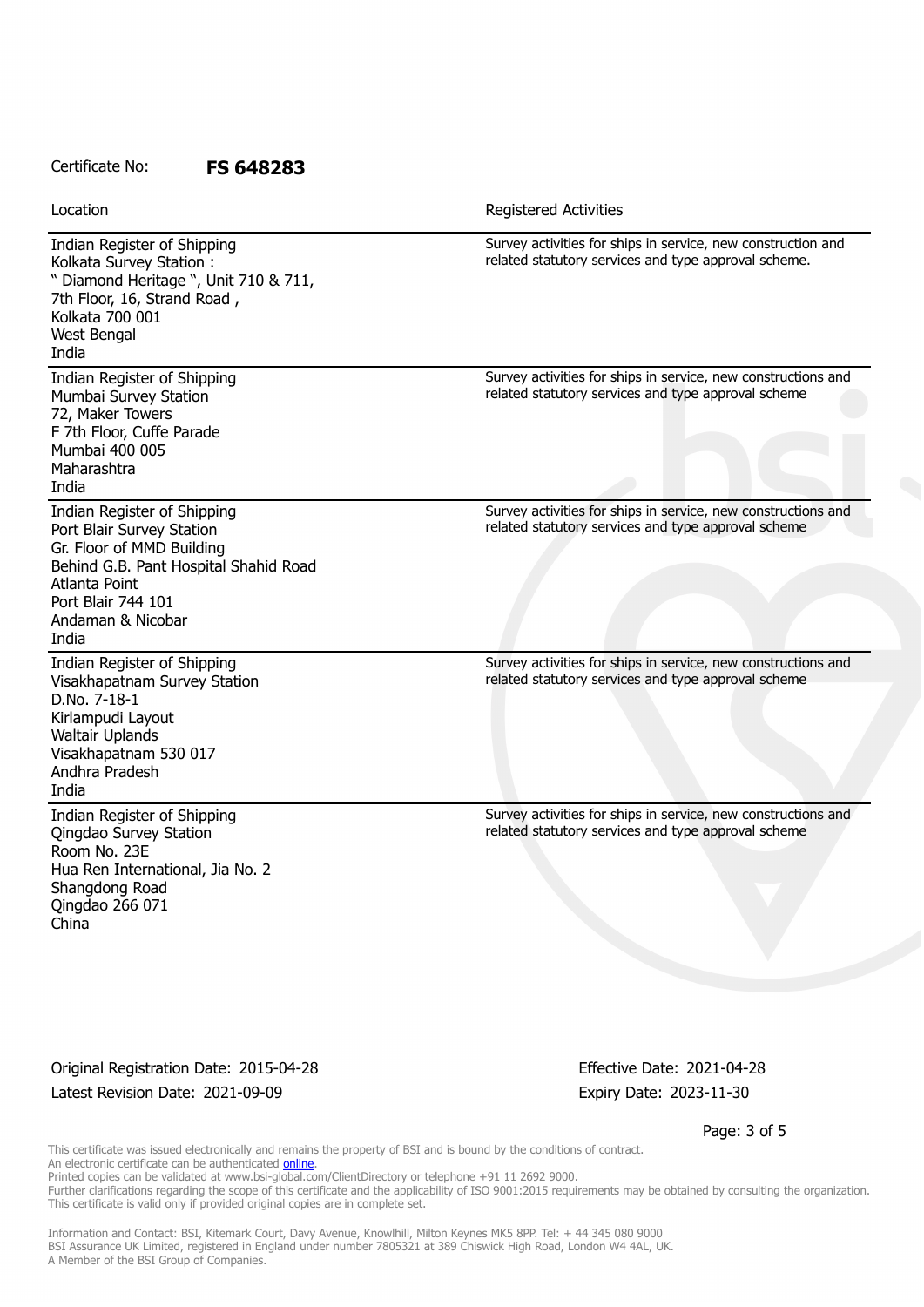Certificate No: **FS 648283**

| Location | Registered Activities |
| --- | --- |
| Indian Register of Shipping<br>Kolkata Survey Station :<br>" Diamond Heritage ", Unit 710 & 711,<br>7th Floor, 16, Strand Road ,<br>Kolkata 700 001<br>West Bengal<br>India | Survey activities for ships in service, new construction and related statutory services and type approval scheme. |
| Indian Register of Shipping<br>Mumbai Survey Station<br>72, Maker Towers<br>F 7th Floor, Cuffe Parade<br>Mumbai 400 005<br>Maharashtra<br>India | Survey activities for ships in service, new constructions and related statutory services and type approval scheme |
| Indian Register of Shipping<br>Port Blair Survey Station<br>Gr. Floor of MMD Building<br>Behind G.B. Pant Hospital Shahid Road<br>Atlanta Point<br>Port Blair 744 101<br>Andaman & Nicobar<br>India | Survey activities for ships in service, new constructions and related statutory services and type approval scheme |
| Indian Register of Shipping<br>Visakhapatnam Survey Station<br>D.No. 7-18-1<br>Kirlampudi Layout<br>Waltair Uplands<br>Visakhapatnam 530 017<br>Andhra Pradesh<br>India | Survey activities for ships in service, new constructions and related statutory services and type approval scheme |
| Indian Register of Shipping<br>Qingdao Survey Station<br>Room No. 23E<br>Hua Ren International, Jia No. 2<br>Shangdong Road<br>Qingdao 266 071<br>China | Survey activities for ships in service, new constructions and related statutory services and type approval scheme |

Original Registration Date: 2015-04-28
Latest Revision Date: 2021-09-09

Effective Date: 2021-04-28
Expiry Date: 2023-11-30

This certificate was issued electronically and remains the property of BSI and is bound by the conditions of contract.
An electronic certificate can be authenticated online.
Printed copies can be validated at www.bsi-global.com/ClientDirectory or telephone +91 11 2692 9000.
Further clarifications regarding the scope of this certificate and the applicability of ISO 9001:2015 requirements may be obtained by consulting the organization.
This certificate is valid only if provided original copies are in complete set.

Information and Contact: BSI, Kitemark Court, Davy Avenue, Knowlhill, Milton Keynes MK5 8PP. Tel: + 44 345 080 9000
BSI Assurance UK Limited, registered in England under number 7805321 at 389 Chiswick High Road, London W4 4AL, UK.
A Member of the BSI Group of Companies.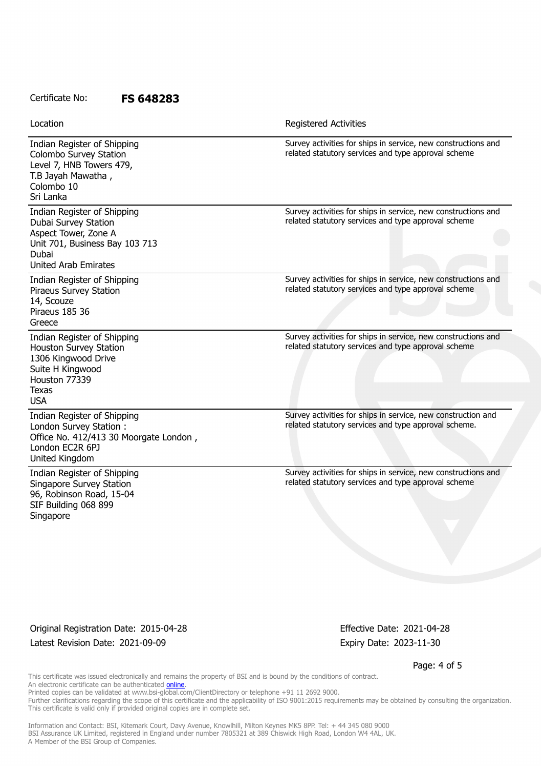Certificate No: **FS 648283**

| Location | Registered Activities |
| --- | --- |
| Indian Register of Shipping<br>Colombo Survey Station<br>Level 7, HNB Towers 479,<br>T.B Jayah Mawatha ,<br>Colombo 10<br>Sri Lanka | Survey activities for ships in service, new constructions and related statutory services and type approval scheme |
| Indian Register of Shipping<br>Dubai Survey Station<br>Aspect Tower, Zone A<br>Unit 701, Business Bay 103 713<br>Dubai<br>United Arab Emirates | Survey activities for ships in service, new constructions and related statutory services and type approval scheme |
| Indian Register of Shipping<br>Piraeus Survey Station<br>14, Scouze<br>Piraeus 185 36<br>Greece | Survey activities for ships in service, new constructions and related statutory services and type approval scheme |
| Indian Register of Shipping<br>Houston Survey Station<br>1306 Kingwood Drive<br>Suite H Kingwood<br>Houston 77339<br>Texas<br>USA | Survey activities for ships in service, new constructions and related statutory services and type approval scheme |
| Indian Register of Shipping<br>London Survey Station :<br>Office No. 412/413 30 Moorgate London ,<br>London EC2R 6PJ<br>United Kingdom | Survey activities for ships in service, new construction and related statutory services and type approval scheme. |
| Indian Register of Shipping<br>Singapore Survey Station<br>96, Robinson Road, 15-04<br>SIF Building 068 899<br>Singapore | Survey activities for ships in service, new constructions and related statutory services and type approval scheme |

Original Registration Date: 2015-04-28
Latest Revision Date: 2021-09-09

Effective Date: 2021-04-28
Expiry Date: 2023-11-30

This certificate was issued electronically and remains the property of BSI and is bound by the conditions of contract.
An electronic certificate can be authenticated online.
Printed copies can be validated at www.bsi-global.com/ClientDirectory or telephone +91 11 2692 9000.
Further clarifications regarding the scope of this certificate and the applicability of ISO 9001:2015 requirements may be obtained by consulting the organization.
This certificate is valid only if provided original copies are in complete set.

Information and Contact: BSI, Kitemark Court, Davy Avenue, Knowlhill, Milton Keynes MK5 8PP. Tel: + 44 345 080 9000
BSI Assurance UK Limited, registered in England under number 7805321 at 389 Chiswick High Road, London W4 4AL, UK.
A Member of the BSI Group of Companies.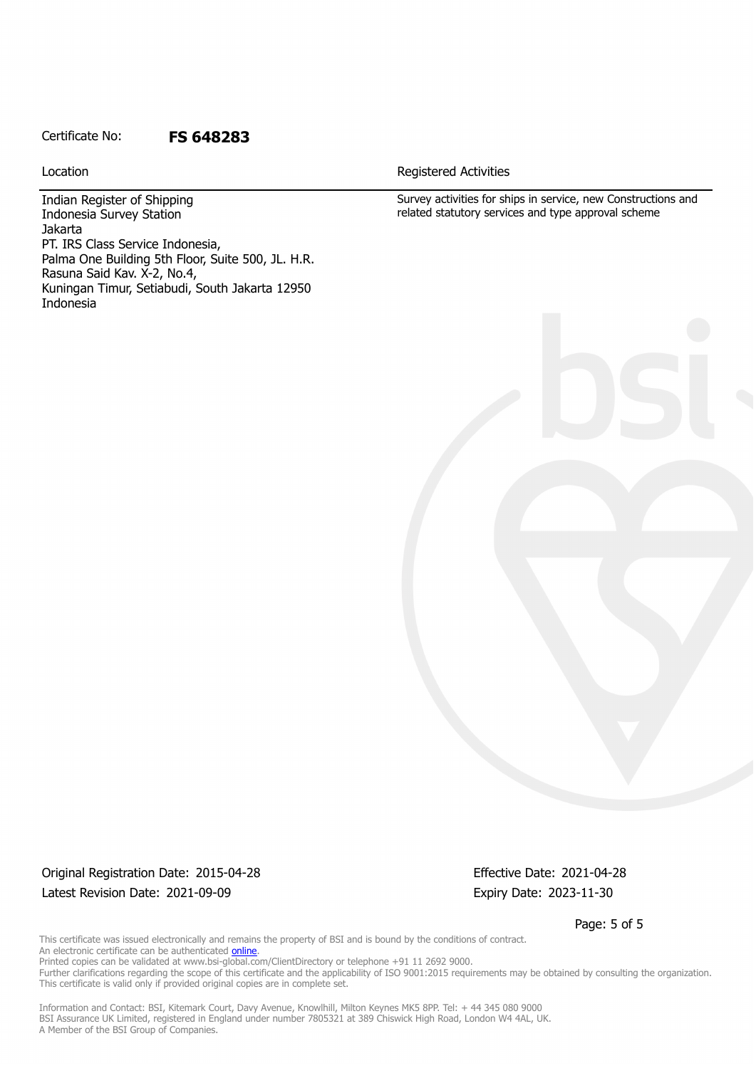Certificate No: **FS 648283**

| Location | Registered Activities |
| --- | --- |
| Indian Register of Shipping<br>Indonesia Survey Station<br>Jakarta<br>PT. IRS Class Service Indonesia,<br>Palma One Building 5th Floor, Suite 500, JL. H.R. Rasuna Said Kav. X-2, No.4,<br>Kuningan Timur, Setiabudi, South Jakarta 12950<br>Indonesia | Survey activities for ships in service, new Constructions and related statutory services and type approval scheme |

Original Registration Date: 2015-04-28

Effective Date: 2021-04-28

Latest Revision Date: 2021-09-09

Expiry Date: 2023-11-30

This certificate was issued electronically and remains the property of BSI and is bound by the conditions of contract.
An electronic certificate can be authenticated online.
Printed copies can be validated at www.bsi-global.com/ClientDirectory or telephone +91 11 2692 9000.
Further clarifications regarding the scope of this certificate and the applicability of ISO 9001:2015 requirements may be obtained by consulting the organization.
This certificate is valid only if provided original copies are in complete set.

Information and Contact: BSI, Kitemark Court, Davy Avenue, Knowlhill, Milton Keynes MK5 8PP. Tel: + 44 345 080 9000
BSI Assurance UK Limited, registered in England under number 7805321 at 389 Chiswick High Road, London W4 4AL, UK.
A Member of the BSI Group of Companies.